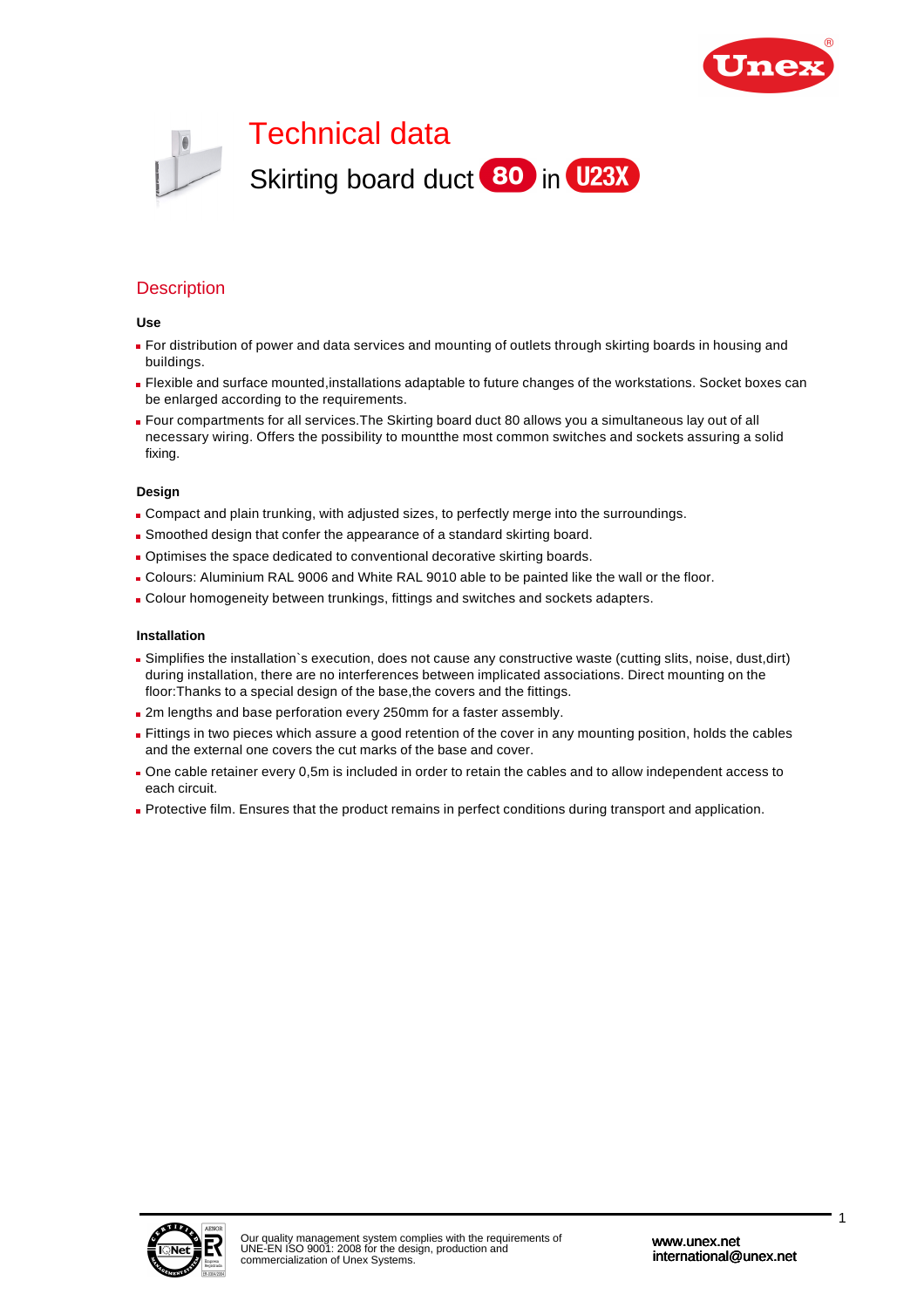# Technical data

## Skirting board duct 80 in U23X

### Description

**Use**

- For distribution of power and data services and mounting of outlets through skirting boards in housing and buildings.
- Flexible and surface mounted,installations adaptable to future changes of the workstations. Socket boxes can be enlarged according to the requirements.
- Four compartments for all services.The Skirting board duct 80 allows you a simultaneous lay out of all necessary wiring. Offers the possibility to mountthe most common switches and sockets assuring a solid fixing.

**Design**

- Compact and plain trunking, with adjusted sizes, to perfectly merge into the surroundings.
- Smoothed design that confer the appearance of a standard skirting board.
- Optimises the space dedicated to conventional decorative skirting boards.
- Colours: Aluminium RAL 9006 and White RAL 9010 able to be painted like the wall or the floor.
- Colour homogeneity between trunkings, fittings and switches and sockets adapters.

**Installation**

- Simplifies the installation`s execution, does not cause any constructive waste (cutting slits, noise, dust,dirt) during installation, there are no interferences between implicated associations. Direct mounting on the floor:Thanks to a special design of the base,the covers and the fittings.
- 2m lengths and base perforation every 250mm for a faster assembly.
- Fittings in two pieces which assure a good retention of the cover in any mounting position, holds the cables and the external one covers the cut marks of the base and cover.
- One cable retainer every 0,5m is included in order to retain the cables and to allow independent access to each circuit.
- Protective film. Ensures that the product remains in perfect conditions during transport and application.

Our quality management system complies with the requirements of UNE-EN ISO 9001: 2008 for the design, production and commercialization of Unex Systems.

www.unex.net
international@unex.net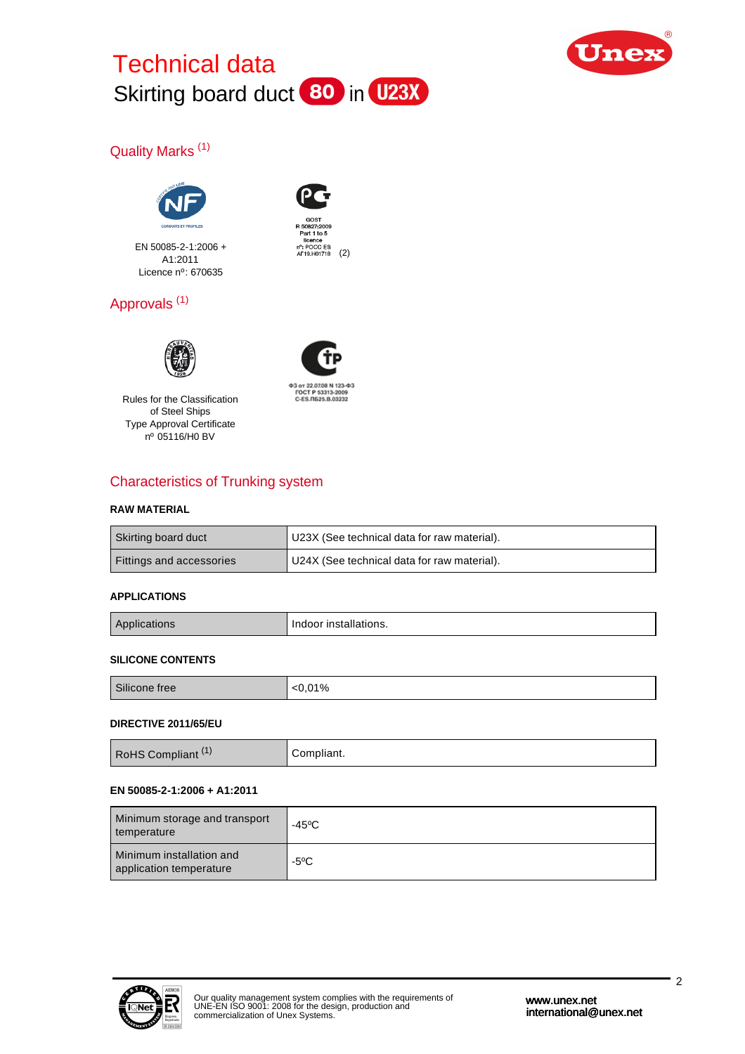# Technical data

## Skirting board duct 80 in U23X

### Quality Marks (1)

EN 50085-2-1:2006 + A1:2011
Licence nº: 670635

GOST R 50827:2009 Part 1 to 5 licence nº: POCC ES AГ19.H01718 (2)

### Approvals (1)

Rules for the Classification of Steel Ships
Type Approval Certificate
nº 05116/H0 BV

ФЗ от 22.07.08 N 123-ФЗ
ГОСТ Р 53313-2009
C-ES.ПБ25.В.03232

### Characteristics of Trunking system

**RAW MATERIAL**

| | |
|---|---|
| Skirting board duct | U23X (See technical data for raw material). |
| Fittings and accessories | U24X (See technical data for raw material). |

**APPLICATIONS**

| | |
|---|---|
| Applications | Indoor installations. |

**SILICONE CONTENTS**

| | |
|---|---|
| Silicone free | <0,01% |

**DIRECTIVE 2011/65/EU**

| | |
|---|---|
| RoHS Compliant (1) | Compliant. |

**EN 50085-2-1:2006 + A1:2011**

| | |
|---|---|
| Minimum storage and transport temperature | -45ºC |
| Minimum installation and application temperature | -5ºC |

Our quality management system complies with the requirements of UNE-EN ISO 9001: 2008 for the design, production and commercialization of Unex Systems.

www.unex.net
international@unex.net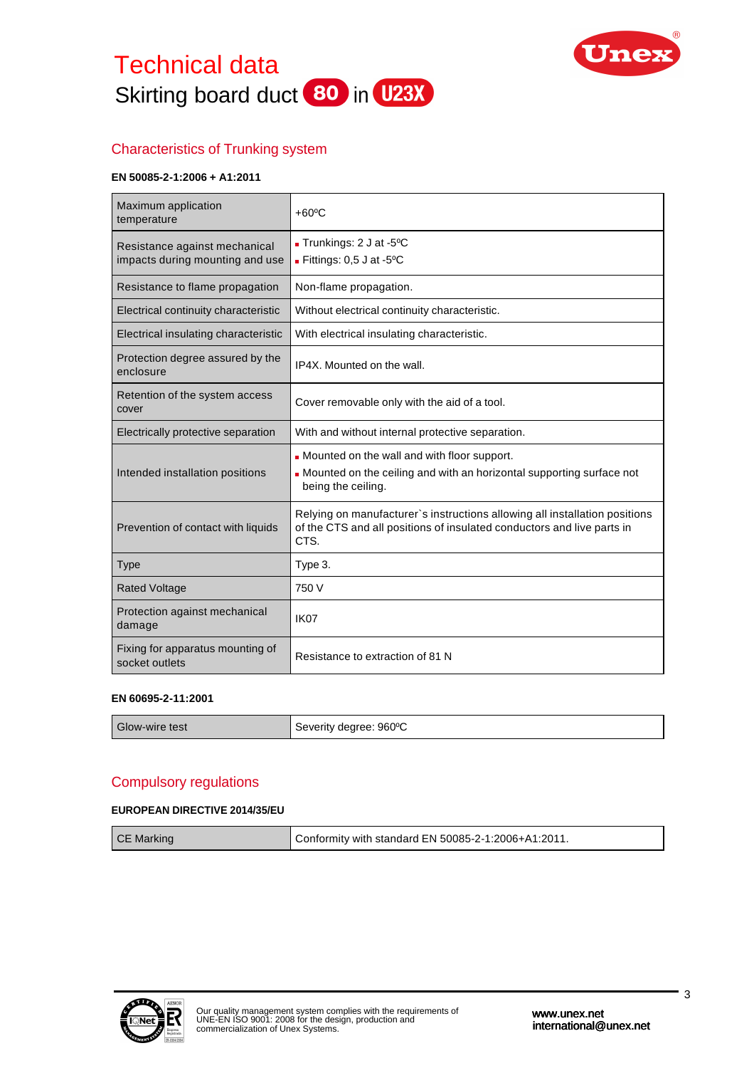# Technical data

Skirting board duct 80 in U23X

## Characteristics of Trunking system

**EN 50085-2-1:2006 + A1:2011**

| | |
|---|---|
| Maximum application temperature | +60ºC |
| Resistance against mechanical impacts during mounting and use | - Trunkings: 2 J at -5ºC<br>- Fittings: 0,5 J at -5ºC |
| Resistance to flame propagation | Non-flame propagation. |
| Electrical continuity characteristic | Without electrical continuity characteristic. |
| Electrical insulating characteristic | With electrical insulating characteristic. |
| Protection degree assured by the enclosure | IP4X. Mounted on the wall. |
| Retention of the system access cover | Cover removable only with the aid of a tool. |
| Electrically protective separation | With and without internal protective separation. |
| Intended installation positions | - Mounted on the wall and with floor support.<br>- Mounted on the ceiling and with an horizontal supporting surface not being the ceiling. |
| Prevention of contact with liquids | Relying on manufacturer`s instructions allowing all installation positions of the CTS and all positions of insulated conductors and live parts in CTS. |
| Type | Type 3. |
| Rated Voltage | 750 V |
| Protection against mechanical damage | IK07 |
| Fixing for apparatus mounting of socket outlets | Resistance to extraction of 81 N |

**EN 60695-2-11:2001**

| | |
|---|---|
| Glow-wire test | Severity degree: 960ºC |

## Compulsory regulations

**EUROPEAN DIRECTIVE 2014/35/EU**

| | |
|---|---|
| CE Marking | Conformity with standard EN 50085-2-1:2006+A1:2011. |

Our quality management system complies with the requirements of UNE-EN ISO 9001: 2008 for the design, production and commercialization of Unex Systems.

www.unex.net
international@unex.net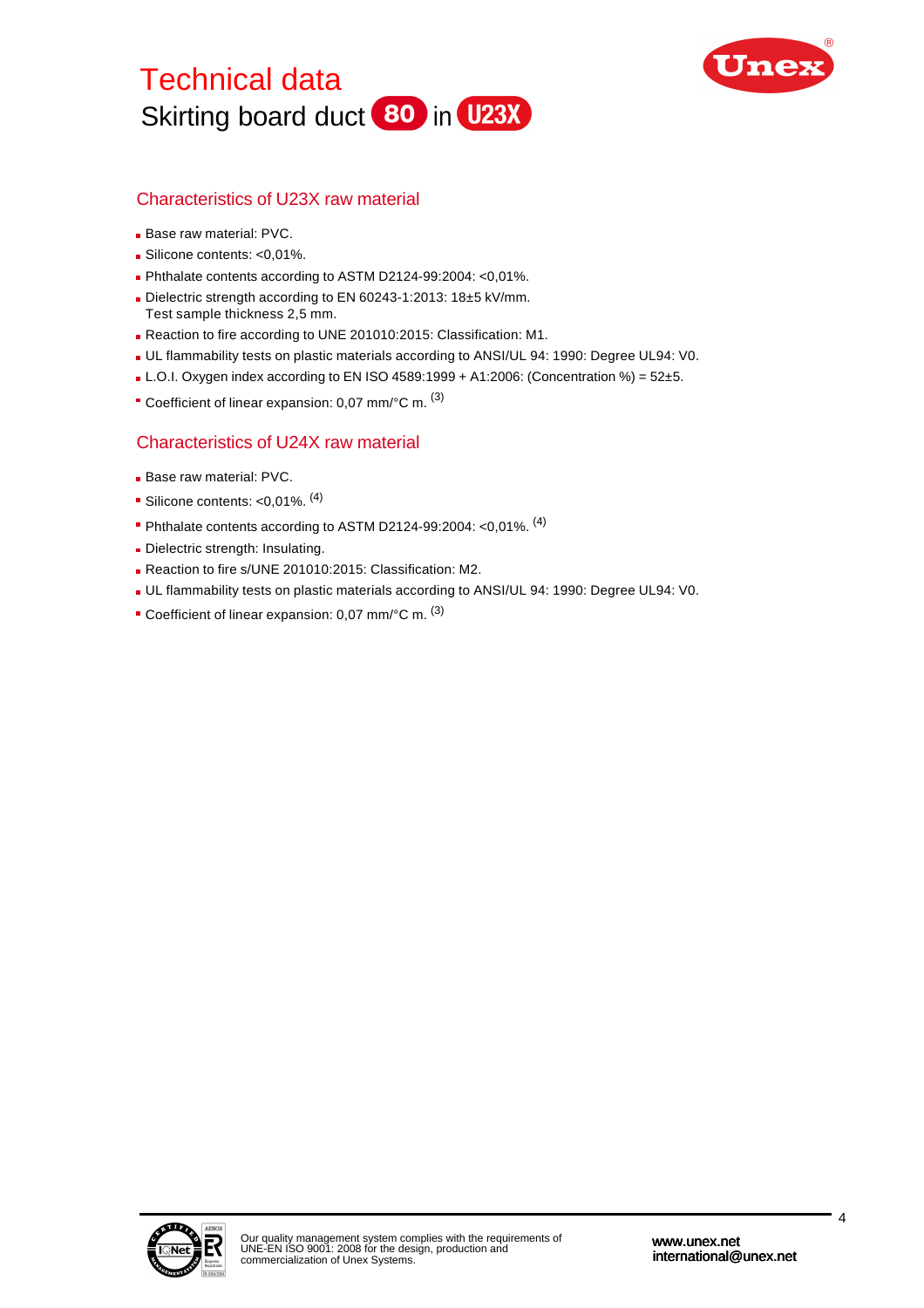# Technical data

## Skirting board duct 80 in U23X

### Characteristics of U23X raw material

- Base raw material: PVC.
- Silicone contents: <0,01%.
- Phthalate contents according to ASTM D2124-99:2004: <0,01%.
- Dielectric strength according to EN 60243-1:2013: 18±5 kV/mm.
  Test sample thickness 2,5 mm.
- Reaction to fire according to UNE 201010:2015: Classification: M1.
- UL flammability tests on plastic materials according to ANSI/UL 94: 1990: Degree UL94: V0.
- L.O.I. Oxygen index according to EN ISO 4589:1999 + A1:2006: (Concentration %) = 52±5.
- Coefficient of linear expansion: 0,07 mm/°C m. (3)

### Characteristics of U24X raw material

- Base raw material: PVC.
- Silicone contents: <0,01%. (4)
- Phthalate contents according to ASTM D2124-99:2004: <0,01%. (4)
- Dielectric strength: Insulating.
- Reaction to fire s/UNE 201010:2015: Classification: M2.
- UL flammability tests on plastic materials according to ANSI/UL 94: 1990: Degree UL94: V0.
- Coefficient of linear expansion: 0,07 mm/°C m. (3)

Our quality management system complies with the requirements of UNE-EN ISO 9001: 2008 for the design, production and commercialization of Unex Systems.

www.unex.net
international@unex.net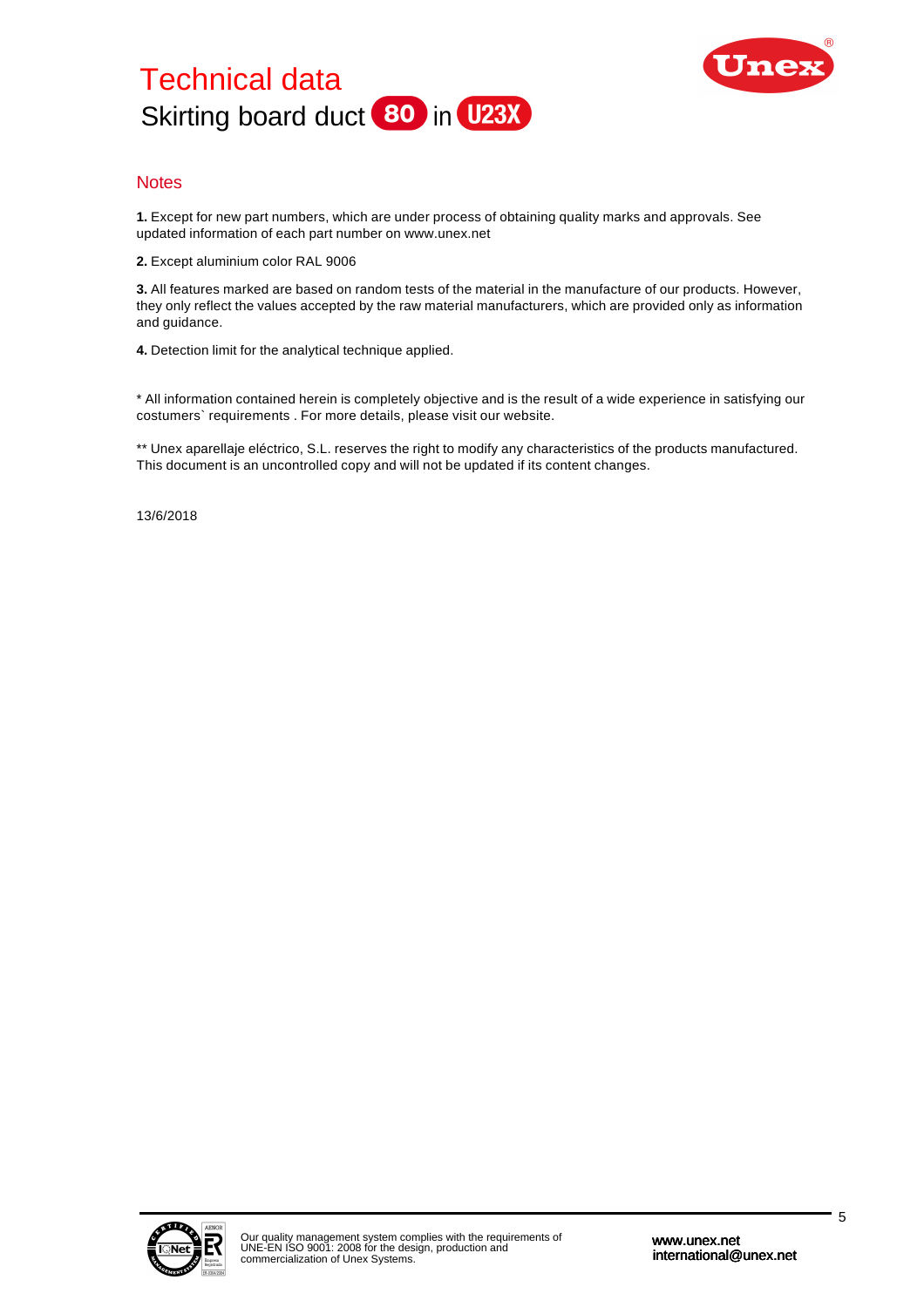# Technical data

## Skirting board duct 80 in U23X

### Notes

**1.** Except for new part numbers, which are under process of obtaining quality marks and approvals. See updated information of each part number on www.unex.net

**2.** Except aluminium color RAL 9006

**3.** All features marked are based on random tests of the material in the manufacture of our products. However, they only reflect the values accepted by the raw material manufacturers, which are provided only as information and guidance.

**4.** Detection limit for the analytical technique applied.

* All information contained herein is completely objective and is the result of a wide experience in satisfying our costumers` requirements . For more details, please visit our website.

** Unex aparellaje eléctrico, S.L. reserves the right to modify any characteristics of the products manufactured. This document is an uncontrolled copy and will not be updated if its content changes.

13/6/2018

Our quality management system complies with the requirements of UNE-EN ISO 9001: 2008 for the design, production and commercialization of Unex Systems.

www.unex.net
international@unex.net